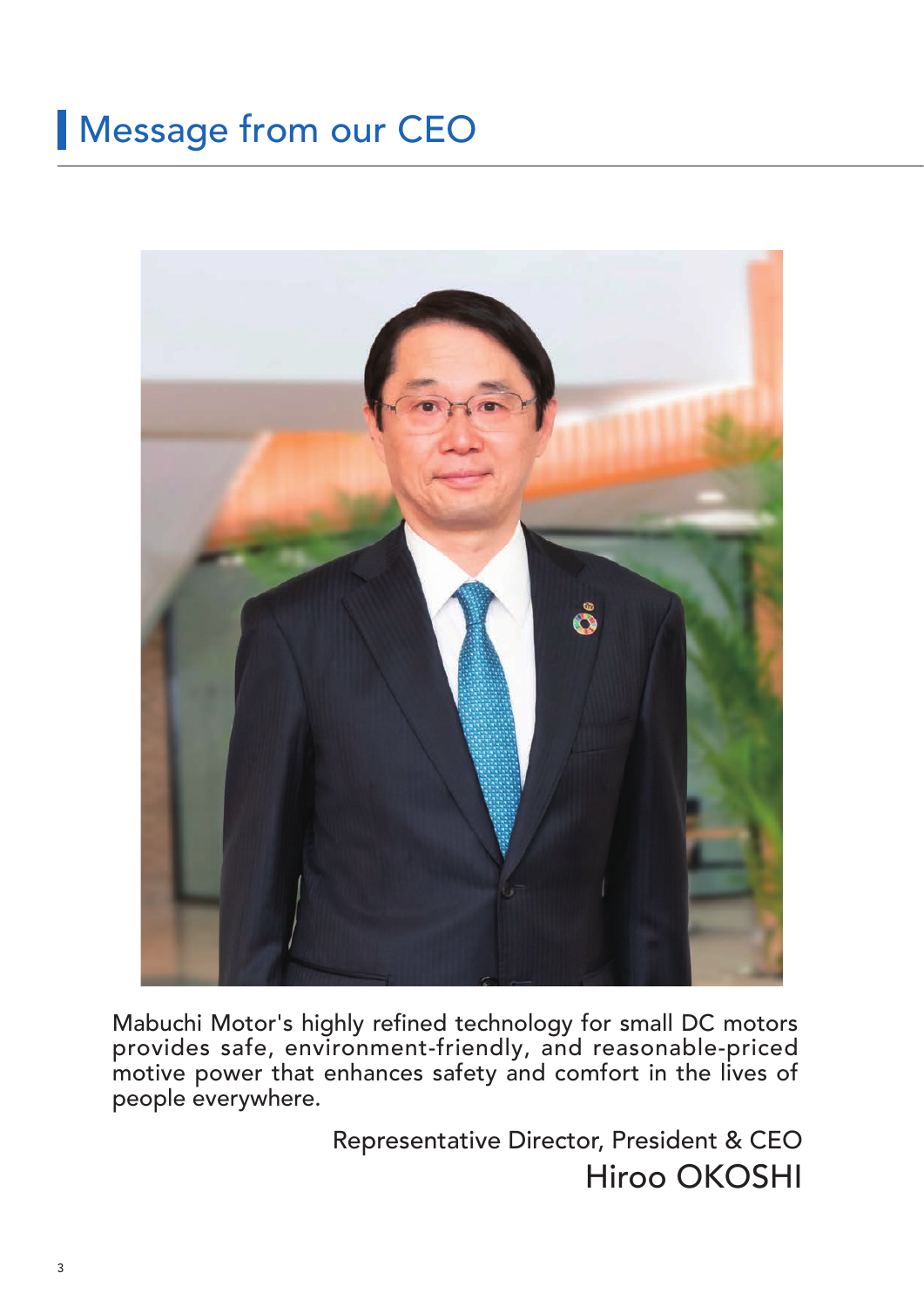# Message from our CEO

Mabuchi Motor's highly refined technology for small DC motors provides safe, environment-friendly, and reasonable-priced motive power that enhances safety and comfort in the lives of people everywhere.

Representative Director, President & CEO
Hiroo OKOSHI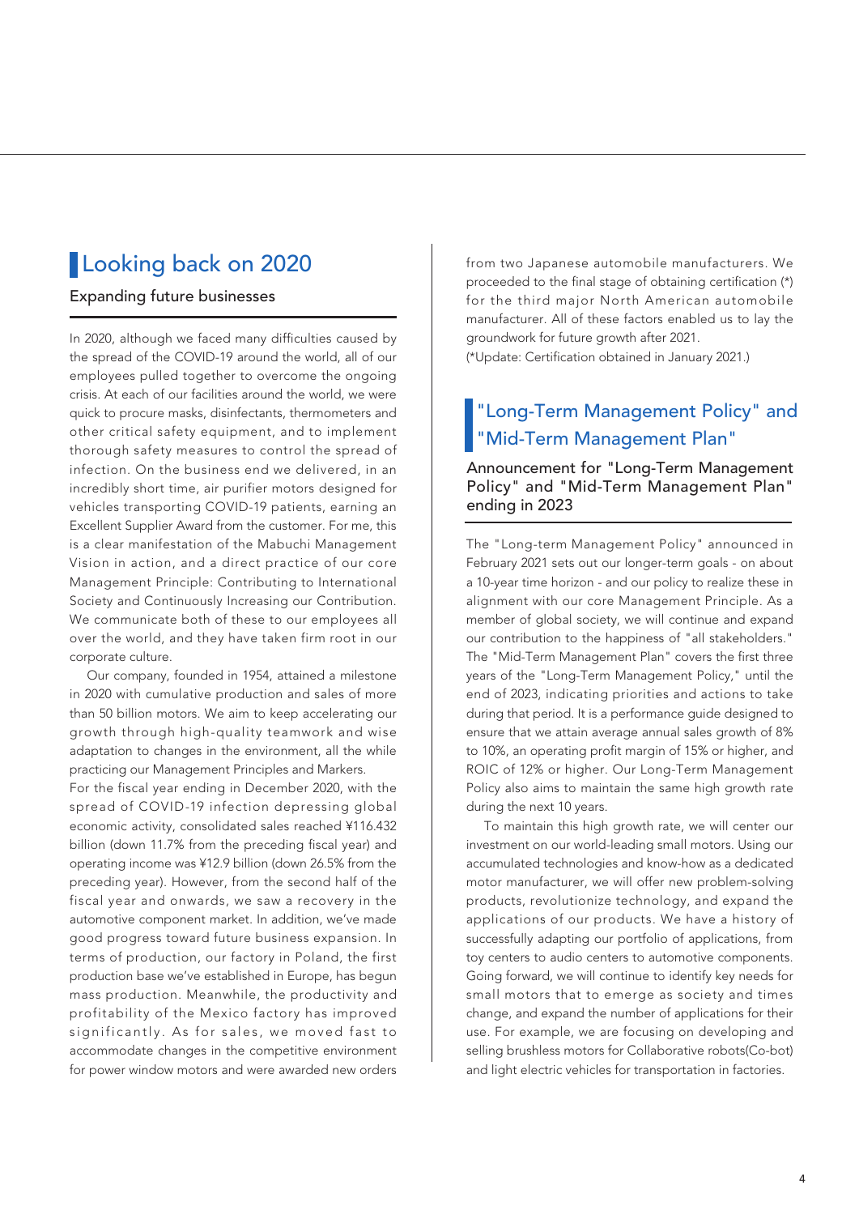## Looking back on 2020

### Expanding future businesses

In 2020, although we faced many difficulties caused by the spread of the COVID-19 around the world, all of our employees pulled together to overcome the ongoing crisis. At each of our facilities around the world, we were quick to procure masks, disinfectants, thermometers and other critical safety equipment, and to implement thorough safety measures to control the spread of infection. On the business end we delivered, in an incredibly short time, air purifier motors designed for vehicles transporting COVID-19 patients, earning an Excellent Supplier Award from the customer. For me, this is a clear manifestation of the Mabuchi Management Vision in action, and a direct practice of our core Management Principle: Contributing to International Society and Continuously Increasing our Contribution. We communicate both of these to our employees all over the world, and they have taken firm root in our corporate culture.

Our company, founded in 1954, attained a milestone in 2020 with cumulative production and sales of more than 50 billion motors. We aim to keep accelerating our growth through high-quality teamwork and wise adaptation to changes in the environment, all the while practicing our Management Principles and Markers.

For the fiscal year ending in December 2020, with the spread of COVID-19 infection depressing global economic activity, consolidated sales reached ¥116.432 billion (down 11.7% from the preceding fiscal year) and operating income was ¥12.9 billion (down 26.5% from the preceding year). However, from the second half of the fiscal year and onwards, we saw a recovery in the automotive component market. In addition, we've made good progress toward future business expansion. In terms of production, our factory in Poland, the first production base we've established in Europe, has begun mass production. Meanwhile, the productivity and profitability of the Mexico factory has improved significantly. As for sales, we moved fast to accommodate changes in the competitive environment for power window motors and were awarded new orders from two Japanese automobile manufacturers. We proceeded to the final stage of obtaining certification (*) for the third major North American automobile manufacturer. All of these factors enabled us to lay the groundwork for future growth after 2021.

(*Update: Certification obtained in January 2021.)

## "Long-Term Management Policy" and "Mid-Term Management Plan"

### Announcement for "Long-Term Management Policy" and "Mid-Term Management Plan" ending in 2023

The "Long-term Management Policy" announced in February 2021 sets out our longer-term goals - on about a 10-year time horizon - and our policy to realize these in alignment with our core Management Principle. As a member of global society, we will continue and expand our contribution to the happiness of "all stakeholders." The "Mid-Term Management Plan" covers the first three years of the "Long-Term Management Policy," until the end of 2023, indicating priorities and actions to take during that period. It is a performance guide designed to ensure that we attain average annual sales growth of 8% to 10%, an operating profit margin of 15% or higher, and ROIC of 12% or higher. Our Long-Term Management Policy also aims to maintain the same high growth rate during the next 10 years.

To maintain this high growth rate, we will center our investment on our world-leading small motors. Using our accumulated technologies and know-how as a dedicated motor manufacturer, we will offer new problem-solving products, revolutionize technology, and expand the applications of our products. We have a history of successfully adapting our portfolio of applications, from toy centers to audio centers to automotive components. Going forward, we will continue to identify key needs for small motors that to emerge as society and times change, and expand the number of applications for their use. For example, we are focusing on developing and selling brushless motors for Collaborative robots(Co-bot) and light electric vehicles for transportation in factories.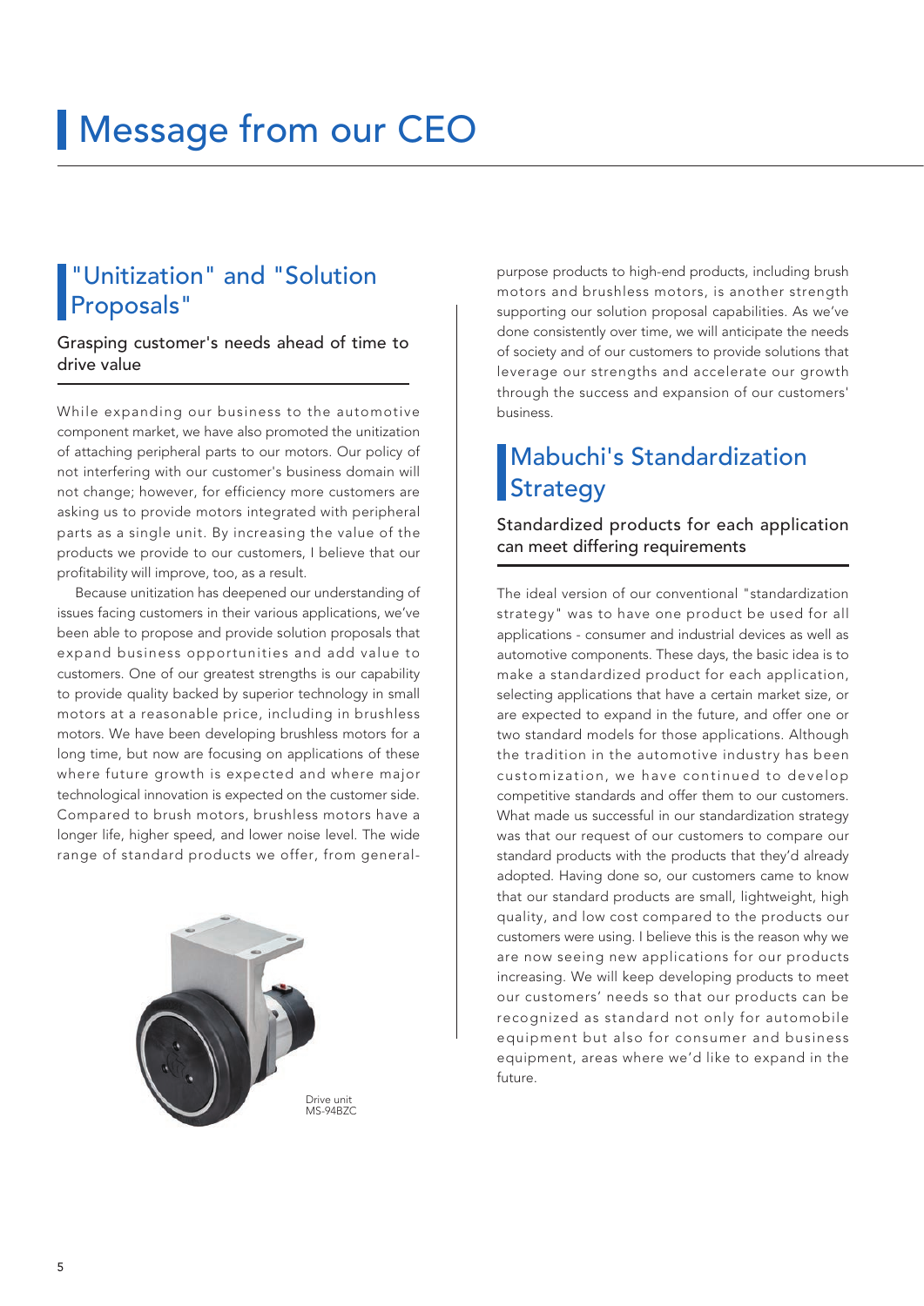# Message from our CEO

## "Unitization" and "Solution Proposals"

### Grasping customer's needs ahead of time to drive value

While expanding our business to the automotive component market, we have also promoted the unitization of attaching peripheral parts to our motors. Our policy of not interfering with our customer's business domain will not change; however, for efficiency more customers are asking us to provide motors integrated with peripheral parts as a single unit. By increasing the value of the products we provide to our customers, I believe that our profitability will improve, too, as a result.

Because unitization has deepened our understanding of issues facing customers in their various applications, we've been able to propose and provide solution proposals that expand business opportunities and add value to customers. One of our greatest strengths is our capability to provide quality backed by superior technology in small motors at a reasonable price, including in brushless motors. We have been developing brushless motors for a long time, but now are focusing on applications of these where future growth is expected and where major technological innovation is expected on the customer side. Compared to brush motors, brushless motors have a longer life, higher speed, and lower noise level. The wide range of standard products we offer, from general-purpose products to high-end products, including brush motors and brushless motors, is another strength supporting our solution proposal capabilities. As we've done consistently over time, we will anticipate the needs of society and of our customers to provide solutions that leverage our strengths and accelerate our growth through the success and expansion of our customers' business.

Drive unit
MS-94BZC

## Mabuchi's Standardization Strategy

### Standardized products for each application can meet differing requirements

The ideal version of our conventional "standardization strategy" was to have one product be used for all applications - consumer and industrial devices as well as automotive components. These days, the basic idea is to make a standardized product for each application, selecting applications that have a certain market size, or are expected to expand in the future, and offer one or two standard models for those applications. Although the tradition in the automotive industry has been customization, we have continued to develop competitive standards and offer them to our customers. What made us successful in our standardization strategy was that our request of our customers to compare our standard products with the products that they'd already adopted. Having done so, our customers came to know that our standard products are small, lightweight, high quality, and low cost compared to the products our customers were using. I believe this is the reason why we are now seeing new applications for our products increasing. We will keep developing products to meet our customers' needs so that our products can be recognized as standard not only for automobile equipment but also for consumer and business equipment, areas where we'd like to expand in the future.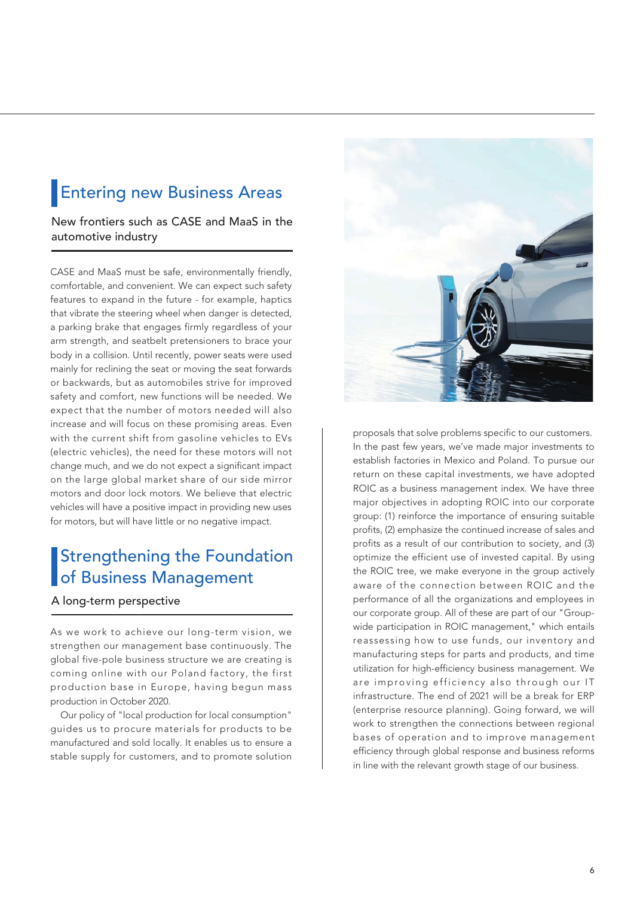## Entering new Business Areas

### New frontiers such as CASE and MaaS in the automotive industry

CASE and MaaS must be safe, environmentally friendly, comfortable, and convenient. We can expect such safety features to expand in the future - for example, haptics that vibrate the steering wheel when danger is detected, a parking brake that engages firmly regardless of your arm strength, and seatbelt pretensioners to brace your body in a collision. Until recently, power seats were used mainly for reclining the seat or moving the seat forwards or backwards, but as automobiles strive for improved safety and comfort, new functions will be needed. We expect that the number of motors needed will also increase and will focus on these promising areas. Even with the current shift from gasoline vehicles to EVs (electric vehicles), the need for these motors will not change much, and we do not expect a significant impact on the large global market share of our side mirror motors and door lock motors. We believe that electric vehicles will have a positive impact in providing new uses for motors, but will have little or no negative impact.

## Strengthening the Foundation of Business Management

### A long-term perspective

As we work to achieve our long-term vision, we strengthen our management base continuously. The global five-pole business structure we are creating is coming online with our Poland factory, the first production base in Europe, having begun mass production in October 2020.

Our policy of "local production for local consumption" guides us to procure materials for products to be manufactured and sold locally. It enables us to ensure a stable supply for customers, and to promote solution proposals that solve problems specific to our customers. In the past few years, we've made major investments to establish factories in Mexico and Poland. To pursue our return on these capital investments, we have adopted ROIC as a business management index. We have three major objectives in adopting ROIC into our corporate group: (1) reinforce the importance of ensuring suitable profits, (2) emphasize the continued increase of sales and profits as a result of our contribution to society, and (3) optimize the efficient use of invested capital. By using the ROIC tree, we make everyone in the group actively aware of the connection between ROIC and the performance of all the organizations and employees in our corporate group. All of these are part of our "Group-wide participation in ROIC management," which entails reassessing how to use funds, our inventory and manufacturing steps for parts and products, and time utilization for high-efficiency business management. We are improving efficiency also through our IT infrastructure. The end of 2021 will be a break for ERP (enterprise resource planning). Going forward, we will work to strengthen the connections between regional bases of operation and to improve management efficiency through global response and business reforms in line with the relevant growth stage of our business.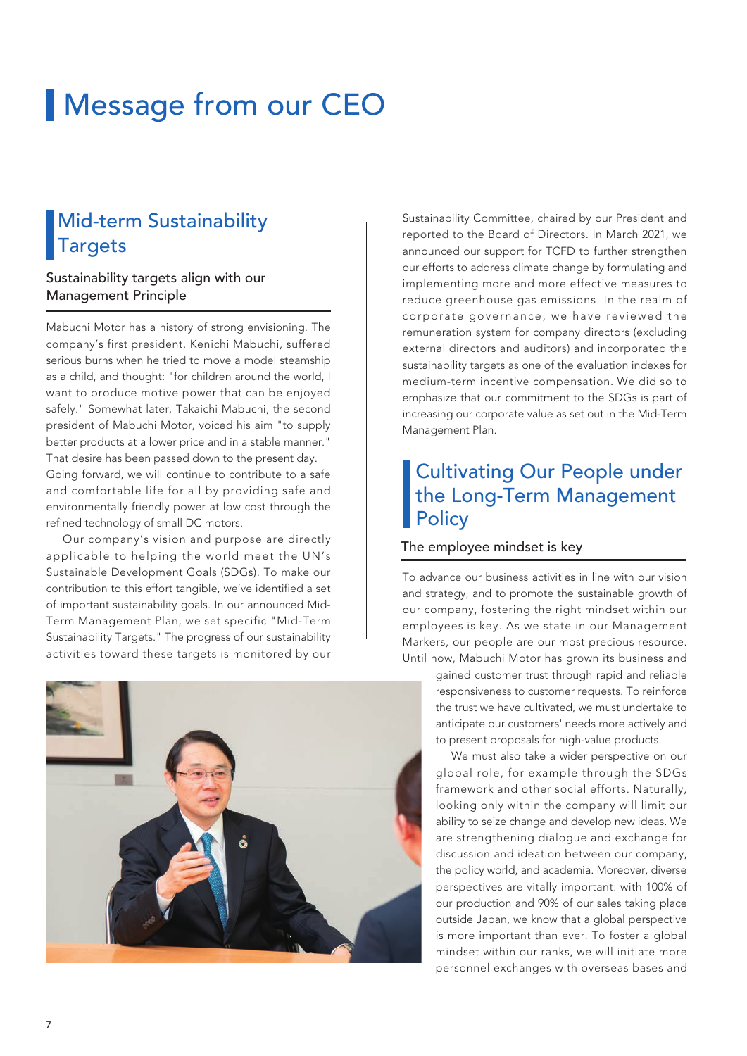# Message from our CEO

## Mid-term Sustainability Targets

### Sustainability targets align with our Management Principle

Mabuchi Motor has a history of strong envisioning. The company's first president, Kenichi Mabuchi, suffered serious burns when he tried to move a model steamship as a child, and thought: "for children around the world, I want to produce motive power that can be enjoyed safely." Somewhat later, Takaichi Mabuchi, the second president of Mabuchi Motor, voiced his aim "to supply better products at a lower price and in a stable manner." That desire has been passed down to the present day. Going forward, we will continue to contribute to a safe and comfortable life for all by providing safe and environmentally friendly power at low cost through the refined technology of small DC motors.

Our company's vision and purpose are directly applicable to helping the world meet the UN's Sustainable Development Goals (SDGs). To make our contribution to this effort tangible, we've identified a set of important sustainability goals. In our announced Mid-Term Management Plan, we set specific "Mid-Term Sustainability Targets." The progress of our sustainability activities toward these targets is monitored by our Sustainability Committee, chaired by our President and reported to the Board of Directors. In March 2021, we announced our support for TCFD to further strengthen our efforts to address climate change by formulating and implementing more and more effective measures to reduce greenhouse gas emissions. In the realm of corporate governance, we have reviewed the remuneration system for company directors (excluding external directors and auditors) and incorporated the sustainability targets as one of the evaluation indexes for medium-term incentive compensation. We did so to emphasize that our commitment to the SDGs is part of increasing our corporate value as set out in the Mid-Term Management Plan.

## Cultivating Our People under the Long-Term Management Policy

### The employee mindset is key

To advance our business activities in line with our vision and strategy, and to promote the sustainable growth of our company, fostering the right mindset within our employees is key. As we state in our Management Markers, our people are our most precious resource. Until now, Mabuchi Motor has grown its business and gained customer trust through rapid and reliable responsiveness to customer requests. To reinforce the trust we have cultivated, we must undertake to anticipate our customers' needs more actively and to present proposals for high-value products.

We must also take a wider perspective on our global role, for example through the SDGs framework and other social efforts. Naturally, looking only within the company will limit our ability to seize change and develop new ideas. We are strengthening dialogue and exchange for discussion and ideation between our company, the policy world, and academia. Moreover, diverse perspectives are vitally important: with 100% of our production and 90% of our sales taking place outside Japan, we know that a global perspective is more important than ever. To foster a global mindset within our ranks, we will initiate more personnel exchanges with overseas bases and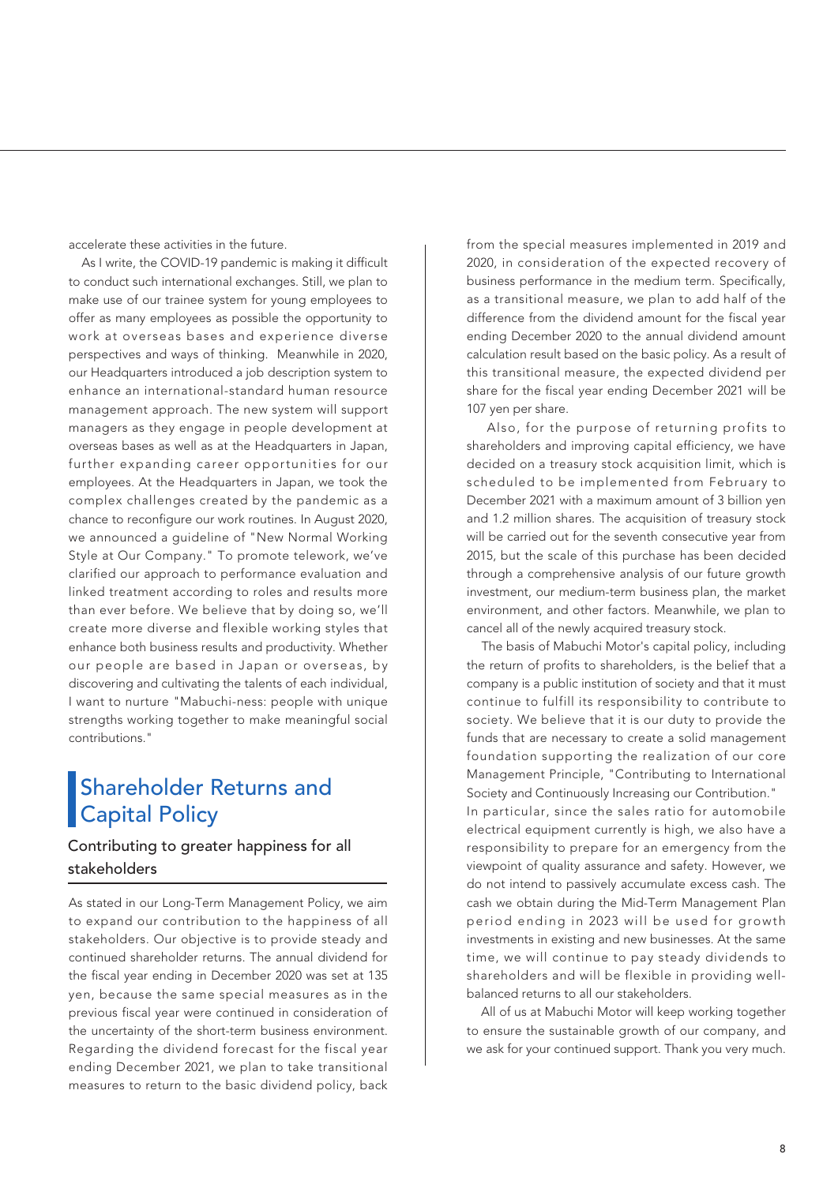accelerate these activities in the future.

As I write, the COVID-19 pandemic is making it difficult to conduct such international exchanges. Still, we plan to make use of our trainee system for young employees to offer as many employees as possible the opportunity to work at overseas bases and experience diverse perspectives and ways of thinking. Meanwhile in 2020, our Headquarters introduced a job description system to enhance an international-standard human resource management approach. The new system will support managers as they engage in people development at overseas bases as well as at the Headquarters in Japan, further expanding career opportunities for our employees. At the Headquarters in Japan, we took the complex challenges created by the pandemic as a chance to reconfigure our work routines. In August 2020, we announced a guideline of "New Normal Working Style at Our Company." To promote telework, we've clarified our approach to performance evaluation and linked treatment according to roles and results more than ever before. We believe that by doing so, we'll create more diverse and flexible working styles that enhance both business results and productivity. Whether our people are based in Japan or overseas, by discovering and cultivating the talents of each individual, I want to nurture "Mabuchi-ness: people with unique strengths working together to make meaningful social contributions."

## Shareholder Returns and Capital Policy

### Contributing to greater happiness for all stakeholders

As stated in our Long-Term Management Policy, we aim to expand our contribution to the happiness of all stakeholders. Our objective is to provide steady and continued shareholder returns. The annual dividend for the fiscal year ending in December 2020 was set at 135 yen, because the same special measures as in the previous fiscal year were continued in consideration of the uncertainty of the short-term business environment. Regarding the dividend forecast for the fiscal year ending December 2021, we plan to take transitional measures to return to the basic dividend policy, back from the special measures implemented in 2019 and 2020, in consideration of the expected recovery of business performance in the medium term. Specifically, as a transitional measure, we plan to add half of the difference from the dividend amount for the fiscal year ending December 2020 to the annual dividend amount calculation result based on the basic policy. As a result of this transitional measure, the expected dividend per share for the fiscal year ending December 2021 will be 107 yen per share.

Also, for the purpose of returning profits to shareholders and improving capital efficiency, we have decided on a treasury stock acquisition limit, which is scheduled to be implemented from February to December 2021 with a maximum amount of 3 billion yen and 1.2 million shares. The acquisition of treasury stock will be carried out for the seventh consecutive year from 2015, but the scale of this purchase has been decided through a comprehensive analysis of our future growth investment, our medium-term business plan, the market environment, and other factors. Meanwhile, we plan to cancel all of the newly acquired treasury stock.

The basis of Mabuchi Motor's capital policy, including the return of profits to shareholders, is the belief that a company is a public institution of society and that it must continue to fulfill its responsibility to contribute to society. We believe that it is our duty to provide the funds that are necessary to create a solid management foundation supporting the realization of our core Management Principle, "Contributing to International Society and Continuously Increasing our Contribution." In particular, since the sales ratio for automobile electrical equipment currently is high, we also have a responsibility to prepare for an emergency from the viewpoint of quality assurance and safety. However, we do not intend to passively accumulate excess cash. The cash we obtain during the Mid-Term Management Plan period ending in 2023 will be used for growth investments in existing and new businesses. At the same time, we will continue to pay steady dividends to shareholders and will be flexible in providing well-balanced returns to all our stakeholders.

All of us at Mabuchi Motor will keep working together to ensure the sustainable growth of our company, and we ask for your continued support. Thank you very much.